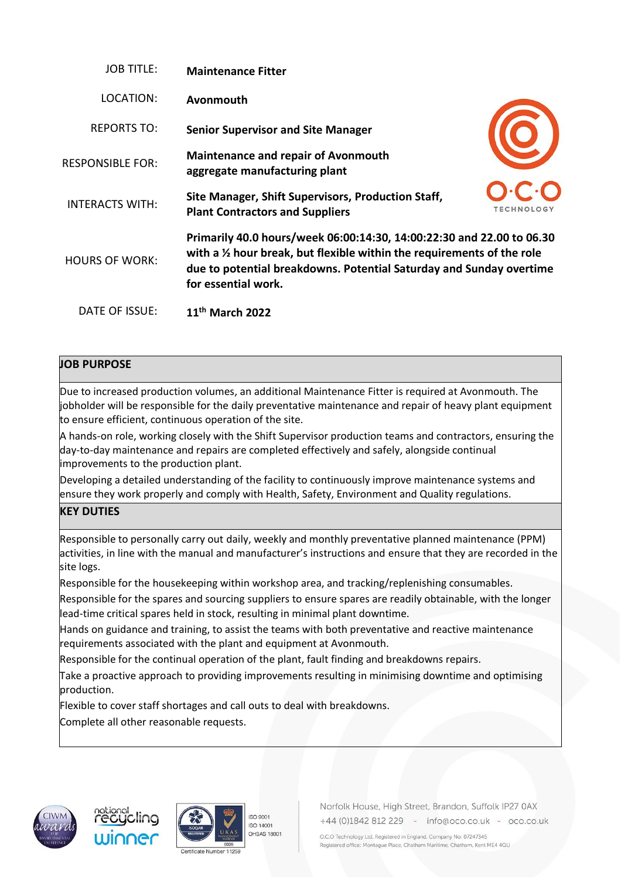| | |
|---|---|
| JOB TITLE: | **Maintenance Fitter** |
| LOCATION: | **Avonmouth** |
| REPORTS TO: | **Senior Supervisor and Site Manager** |
| RESPONSIBLE FOR: | **Maintenance and repair of Avonmouth aggregate manufacturing plant** |
| INTERACTS WITH: | **Site Manager, Shift Supervisors, Production Staff, Plant Contractors and Suppliers** |
| HOURS OF WORK: | **Primarily 40.0 hours/week 06:00:14:30, 14:00:22:30 and 22.00 to 06.30 with a ½ hour break, but flexible within the requirements of the role due to potential breakdowns. Potential Saturday and Sunday overtime for essential work.** |
| DATE OF ISSUE: | **11th March 2022** |

## JOB PURPOSE

Due to increased production volumes, an additional Maintenance Fitter is required at Avonmouth. The jobholder will be responsible for the daily preventative maintenance and repair of heavy plant equipment to ensure efficient, continuous operation of the site.

A hands-on role, working closely with the Shift Supervisor production teams and contractors, ensuring the day-to-day maintenance and repairs are completed effectively and safely, alongside continual improvements to the production plant.

Developing a detailed understanding of the facility to continuously improve maintenance systems and ensure they work properly and comply with Health, Safety, Environment and Quality regulations.

## KEY DUTIES

Responsible to personally carry out daily, weekly and monthly preventative planned maintenance (PPM) activities, in line with the manual and manufacturer's instructions and ensure that they are recorded in the site logs.

Responsible for the housekeeping within workshop area, and tracking/replenishing consumables.

Responsible for the spares and sourcing suppliers to ensure spares are readily obtainable, with the longer lead-time critical spares held in stock, resulting in minimal plant downtime.

Hands on guidance and training, to assist the teams with both preventative and reactive maintenance requirements associated with the plant and equipment at Avonmouth.

Responsible for the continual operation of the plant, fault finding and breakdowns repairs.

Take a proactive approach to providing improvements resulting in minimising downtime and optimising production.

Flexible to cover staff shortages and call outs to deal with breakdowns.

Complete all other reasonable requests.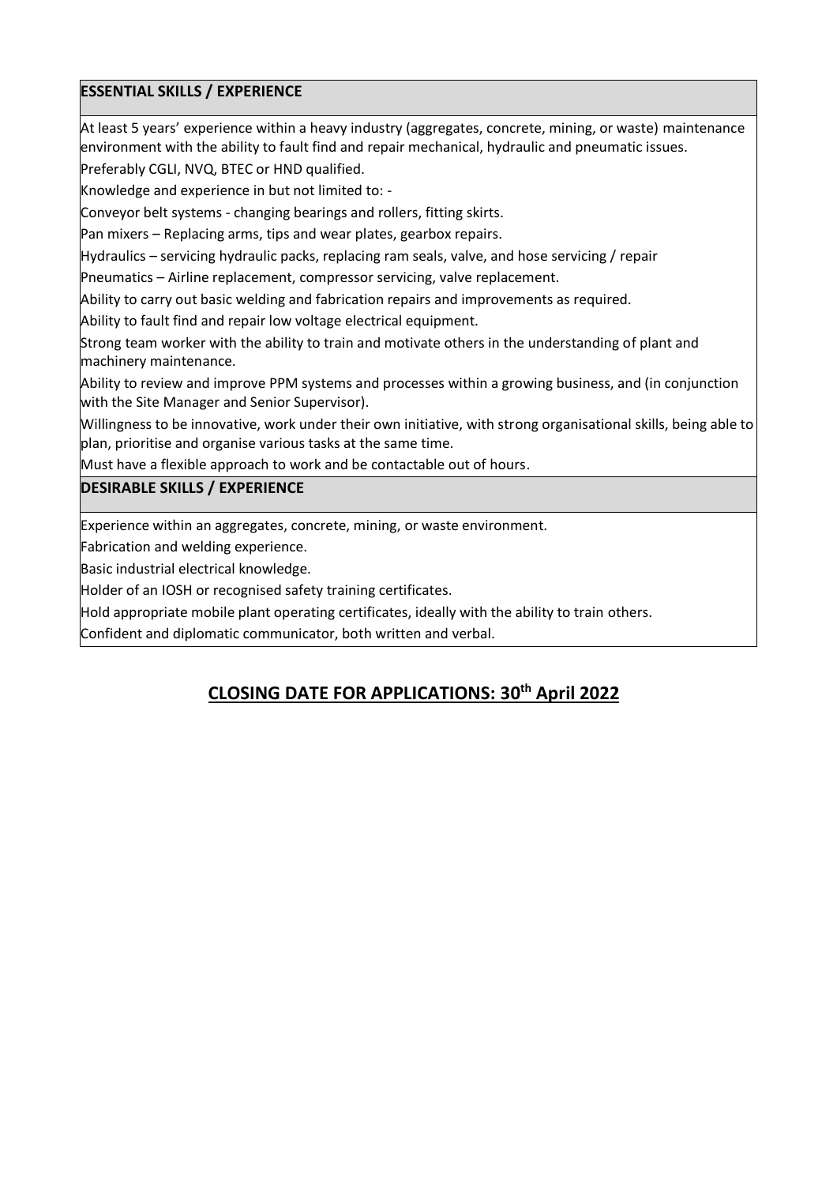## ESSENTIAL SKILLS / EXPERIENCE

At least 5 years' experience within a heavy industry (aggregates, concrete, mining, or waste) maintenance environment with the ability to fault find and repair mechanical, hydraulic and pneumatic issues.

Preferably CGLI, NVQ, BTEC or HND qualified.

Knowledge and experience in but not limited to: -

Conveyor belt systems - changing bearings and rollers, fitting skirts.

Pan mixers – Replacing arms, tips and wear plates, gearbox repairs.

Hydraulics – servicing hydraulic packs, replacing ram seals, valve, and hose servicing / repair

Pneumatics – Airline replacement, compressor servicing, valve replacement.

Ability to carry out basic welding and fabrication repairs and improvements as required.

Ability to fault find and repair low voltage electrical equipment.

Strong team worker with the ability to train and motivate others in the understanding of plant and machinery maintenance.

Ability to review and improve PPM systems and processes within a growing business, and (in conjunction with the Site Manager and Senior Supervisor).

Willingness to be innovative, work under their own initiative, with strong organisational skills, being able to plan, prioritise and organise various tasks at the same time.

Must have a flexible approach to work and be contactable out of hours.

## DESIRABLE SKILLS / EXPERIENCE

Experience within an aggregates, concrete, mining, or waste environment.

Fabrication and welding experience.

Basic industrial electrical knowledge.

Holder of an IOSH or recognised safety training certificates.

Hold appropriate mobile plant operating certificates, ideally with the ability to train others.

Confident and diplomatic communicator, both written and verbal.

## CLOSING DATE FOR APPLICATIONS: 30th April 2022